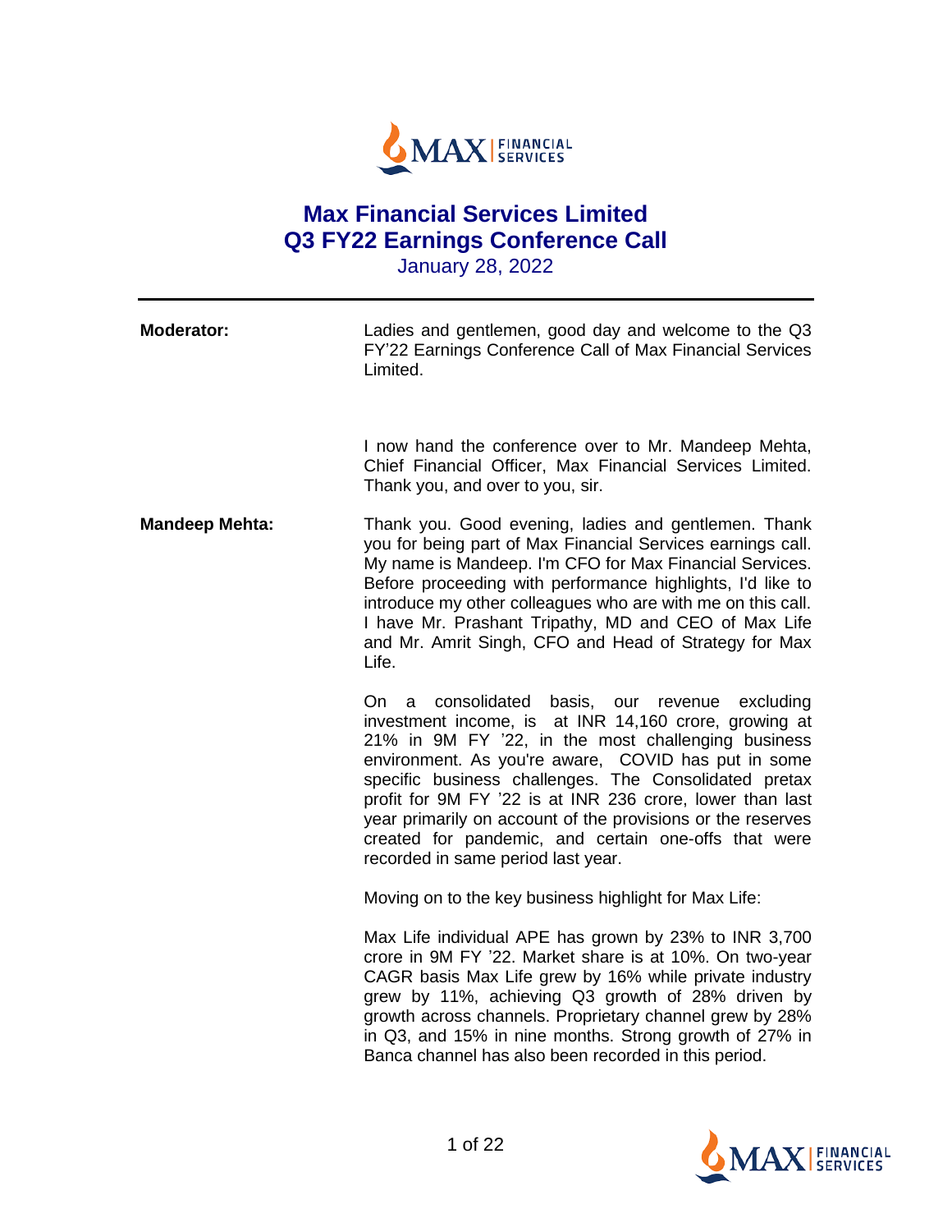# Max Financial Services Limited
# Q3 FY22 Earnings Conference Call

January 28, 2022

---

**Moderator:** Ladies and gentlemen, good day and welcome to the Q3 FY'22 Earnings Conference Call of Max Financial Services Limited.

I now hand the conference over to Mr. Mandeep Mehta, Chief Financial Officer, Max Financial Services Limited. Thank you, and over to you, sir.

**Mandeep Mehta:** Thank you. Good evening, ladies and gentlemen. Thank you for being part of Max Financial Services earnings call. My name is Mandeep. I'm CFO for Max Financial Services. Before proceeding with performance highlights, I'd like to introduce my other colleagues who are with me on this call. I have Mr. Prashant Tripathy, MD and CEO of Max Life and Mr. Amrit Singh, CFO and Head of Strategy for Max Life.

On a consolidated basis, our revenue excluding investment income, is at INR 14,160 crore, growing at 21% in 9M FY '22, in the most challenging business environment. As you're aware, COVID has put in some specific business challenges. The Consolidated pretax profit for 9M FY '22 is at INR 236 crore, lower than last year primarily on account of the provisions or the reserves created for pandemic, and certain one-offs that were recorded in same period last year.

Moving on to the key business highlight for Max Life:

Max Life individual APE has grown by 23% to INR 3,700 crore in 9M FY '22. Market share is at 10%. On two-year CAGR basis Max Life grew by 16% while private industry grew by 11%, achieving Q3 growth of 28% driven by growth across channels. Proprietary channel grew by 28% in Q3, and 15% in nine months. Strong growth of 27% in Banca channel has also been recorded in this period.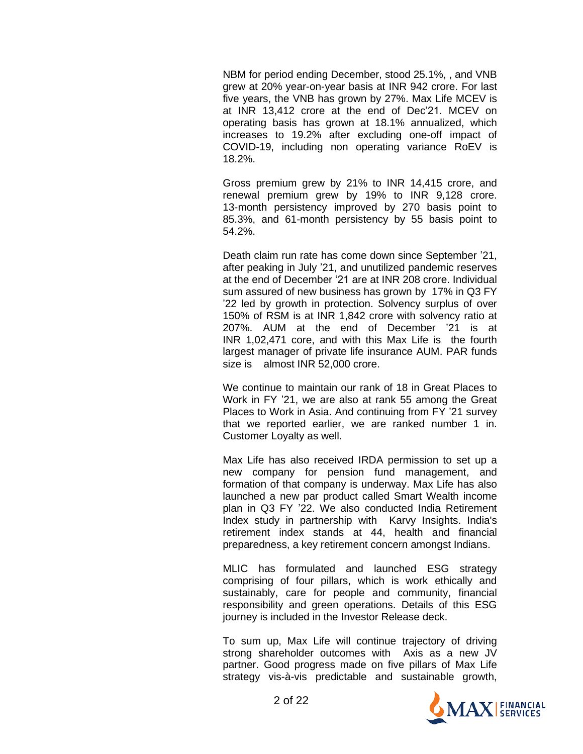NBM for period ending December, stood 25.1%, , and VNB grew at 20% year-on-year basis at INR 942 crore. For last five years, the VNB has grown by 27%. Max Life MCEV is at INR 13,412 crore at the end of Dec'21. MCEV on operating basis has grown at 18.1% annualized, which increases to 19.2% after excluding one-off impact of COVID-19, including non operating variance RoEV is 18.2%.

Gross premium grew by 21% to INR 14,415 crore, and renewal premium grew by 19% to INR 9,128 crore. 13-month persistency improved by 270 basis point to 85.3%, and 61-month persistency by 55 basis point to 54.2%.

Death claim run rate has come down since September '21, after peaking in July '21, and unutilized pandemic reserves at the end of December '21 are at INR 208 crore. Individual sum assured of new business has grown by 17% in Q3 FY '22 led by growth in protection. Solvency surplus of over 150% of RSM is at INR 1,842 crore with solvency ratio at 207%. AUM at the end of December '21 is at INR 1,02,471 core, and with this Max Life is the fourth largest manager of private life insurance AUM. PAR funds size is almost INR 52,000 crore.

We continue to maintain our rank of 18 in Great Places to Work in FY '21, we are also at rank 55 among the Great Places to Work in Asia. And continuing from FY '21 survey that we reported earlier, we are ranked number 1 in. Customer Loyalty as well.

Max Life has also received IRDA permission to set up a new company for pension fund management, and formation of that company is underway. Max Life has also launched a new par product called Smart Wealth income plan in Q3 FY '22. We also conducted India Retirement Index study in partnership with Karvy Insights. India's retirement index stands at 44, health and financial preparedness, a key retirement concern amongst Indians.

MLIC has formulated and launched ESG strategy comprising of four pillars, which is work ethically and sustainably, care for people and community, financial responsibility and green operations. Details of this ESG journey is included in the Investor Release deck.

To sum up, Max Life will continue trajectory of driving strong shareholder outcomes with Axis as a new JV partner. Good progress made on five pillars of Max Life strategy vis-à-vis predictable and sustainable growth,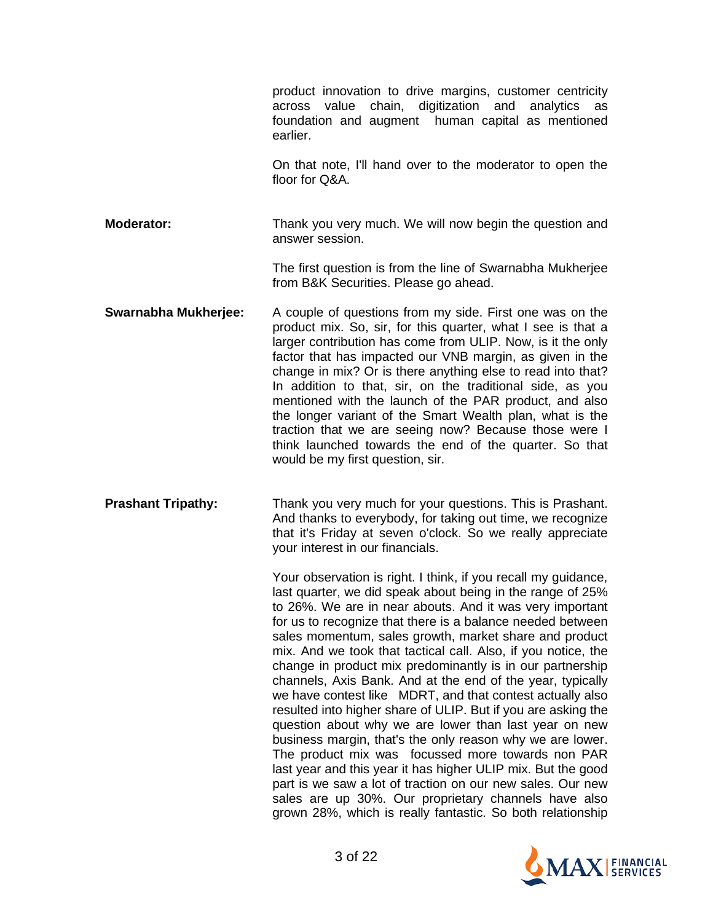product innovation to drive margins, customer centricity across value chain, digitization and analytics as foundation and augment human capital as mentioned earlier.

On that note, I'll hand over to the moderator to open the floor for Q&A.

**Moderator:** Thank you very much. We will now begin the question and answer session.

The first question is from the line of Swarnabha Mukherjee from B&K Securities. Please go ahead.

**Swarnabha Mukherjee:** A couple of questions from my side. First one was on the product mix. So, sir, for this quarter, what I see is that a larger contribution has come from ULIP. Now, is it the only factor that has impacted our VNB margin, as given in the change in mix? Or is there anything else to read into that? In addition to that, sir, on the traditional side, as you mentioned with the launch of the PAR product, and also the longer variant of the Smart Wealth plan, what is the traction that we are seeing now? Because those were I think launched towards the end of the quarter. So that would be my first question, sir.

**Prashant Tripathy:** Thank you very much for your questions. This is Prashant. And thanks to everybody, for taking out time, we recognize that it's Friday at seven o'clock. So we really appreciate your interest in our financials.

Your observation is right. I think, if you recall my guidance, last quarter, we did speak about being in the range of 25% to 26%. We are in near abouts. And it was very important for us to recognize that there is a balance needed between sales momentum, sales growth, market share and product mix. And we took that tactical call. Also, if you notice, the change in product mix predominantly is in our partnership channels, Axis Bank. And at the end of the year, typically we have contest like MDRT, and that contest actually also resulted into higher share of ULIP. But if you are asking the question about why we are lower than last year on new business margin, that's the only reason why we are lower. The product mix was focussed more towards non PAR last year and this year it has higher ULIP mix. But the good part is we saw a lot of traction on our new sales. Our new sales are up 30%. Our proprietary channels have also grown 28%, which is really fantastic. So both relationship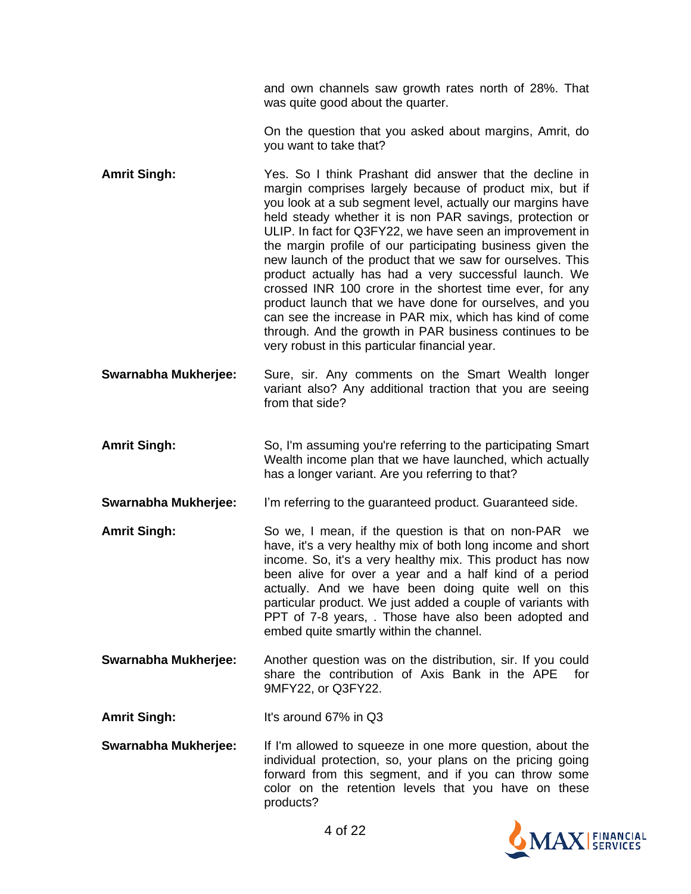and own channels saw growth rates north of 28%. That was quite good about the quarter.

On the question that you asked about margins, Amrit, do you want to take that?

**Amrit Singh:** Yes. So I think Prashant did answer that the decline in margin comprises largely because of product mix, but if you look at a sub segment level, actually our margins have held steady whether it is non PAR savings, protection or ULIP. In fact for Q3FY22, we have seen an improvement in the margin profile of our participating business given the new launch of the product that we saw for ourselves. This product actually has had a very successful launch. We crossed INR 100 crore in the shortest time ever, for any product launch that we have done for ourselves, and you can see the increase in PAR mix, which has kind of come through. And the growth in PAR business continues to be very robust in this particular financial year.

**Swarnabha Mukherjee:** Sure, sir. Any comments on the Smart Wealth longer variant also? Any additional traction that you are seeing from that side?

**Amrit Singh:** So, I'm assuming you're referring to the participating Smart Wealth income plan that we have launched, which actually has a longer variant. Are you referring to that?

**Swarnabha Mukherjee:** I'm referring to the guaranteed product. Guaranteed side.

**Amrit Singh:** So we, I mean, if the question is that on non-PAR we have, it's a very healthy mix of both long income and short income. So, it's a very healthy mix. This product has now been alive for over a year and a half kind of a period actually. And we have been doing quite well on this particular product. We just added a couple of variants with PPT of 7-8 years, . Those have also been adopted and embed quite smartly within the channel.

**Swarnabha Mukherjee:** Another question was on the distribution, sir. If you could share the contribution of Axis Bank in the APE for 9MFY22, or Q3FY22.

**Amrit Singh:** It's around 67% in Q3

**Swarnabha Mukherjee:** If I'm allowed to squeeze in one more question, about the individual protection, so, your plans on the pricing going forward from this segment, and if you can throw some color on the retention levels that you have on these products?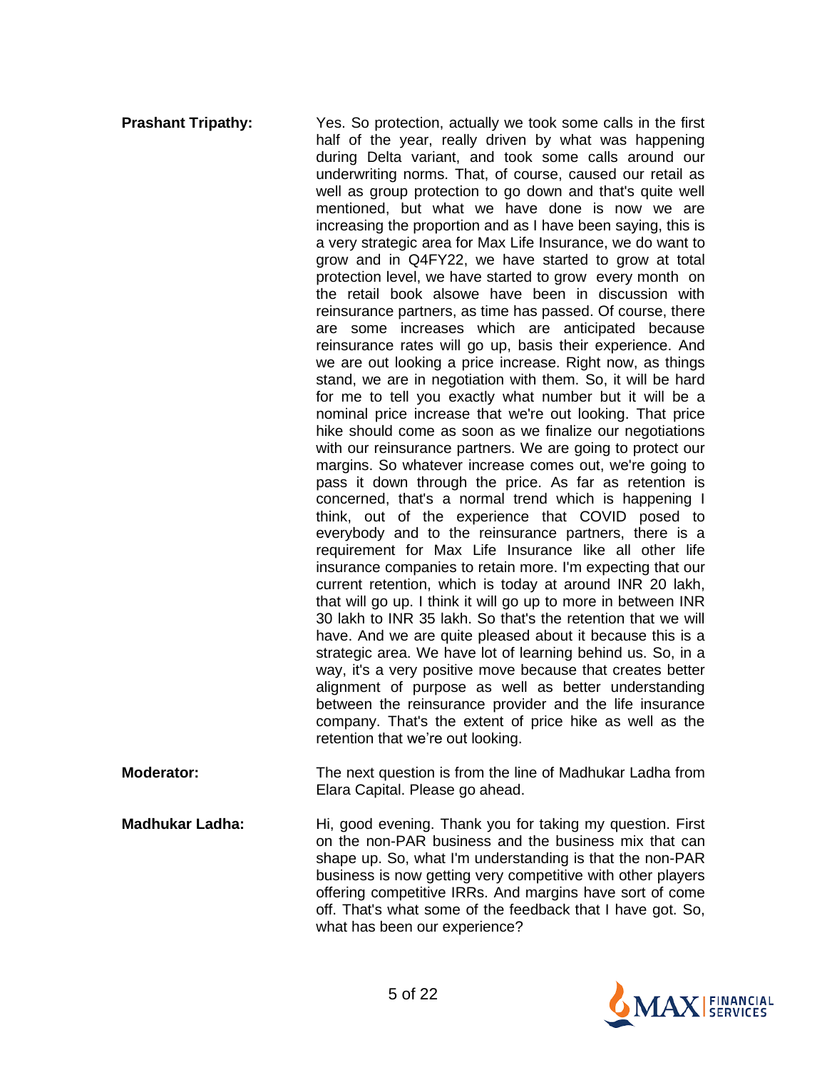**Prashant Tripathy:** Yes. So protection, actually we took some calls in the first half of the year, really driven by what was happening during Delta variant, and took some calls around our underwriting norms. That, of course, caused our retail as well as group protection to go down and that's quite well mentioned, but what we have done is now we are increasing the proportion and as I have been saying, this is a very strategic area for Max Life Insurance, we do want to grow and in Q4FY22, we have started to grow at total protection level, we have started to grow every month on the retail book alsowe have been in discussion with reinsurance partners, as time has passed. Of course, there are some increases which are anticipated because reinsurance rates will go up, basis their experience. And we are out looking a price increase. Right now, as things stand, we are in negotiation with them. So, it will be hard for me to tell you exactly what number but it will be a nominal price increase that we're out looking. That price hike should come as soon as we finalize our negotiations with our reinsurance partners. We are going to protect our margins. So whatever increase comes out, we're going to pass it down through the price. As far as retention is concerned, that's a normal trend which is happening I think, out of the experience that COVID posed to everybody and to the reinsurance partners, there is a requirement for Max Life Insurance like all other life insurance companies to retain more. I'm expecting that our current retention, which is today at around INR 20 lakh, that will go up. I think it will go up to more in between INR 30 lakh to INR 35 lakh. So that's the retention that we will have. And we are quite pleased about it because this is a strategic area. We have lot of learning behind us. So, in a way, it's a very positive move because that creates better alignment of purpose as well as better understanding between the reinsurance provider and the life insurance company. That's the extent of price hike as well as the retention that we're out looking.

**Moderator:** The next question is from the line of Madhukar Ladha from Elara Capital. Please go ahead.

**Madhukar Ladha:** Hi, good evening. Thank you for taking my question. First on the non-PAR business and the business mix that can shape up. So, what I'm understanding is that the non-PAR business is now getting very competitive with other players offering competitive IRRs. And margins have sort of come off. That's what some of the feedback that I have got. So, what has been our experience?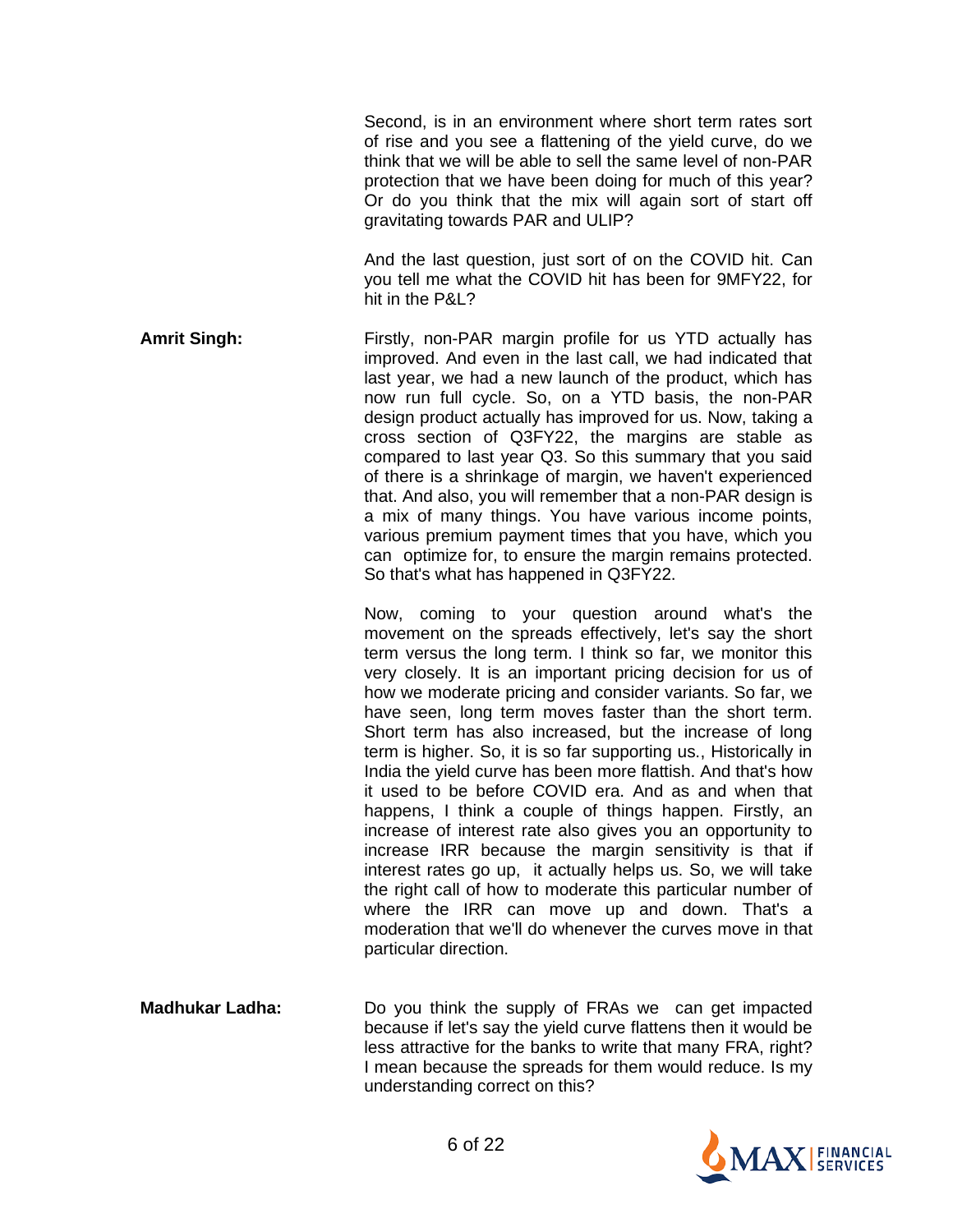Second, is in an environment where short term rates sort of rise and you see a flattening of the yield curve, do we think that we will be able to sell the same level of non-PAR protection that we have been doing for much of this year? Or do you think that the mix will again sort of start off gravitating towards PAR and ULIP?

And the last question, just sort of on the COVID hit. Can you tell me what the COVID hit has been for 9MFY22, for hit in the P&L?

**Amrit Singh:** Firstly, non-PAR margin profile for us YTD actually has improved. And even in the last call, we had indicated that last year, we had a new launch of the product, which has now run full cycle. So, on a YTD basis, the non-PAR design product actually has improved for us. Now, taking a cross section of Q3FY22, the margins are stable as compared to last year Q3. So this summary that you said of there is a shrinkage of margin, we haven't experienced that. And also, you will remember that a non-PAR design is a mix of many things. You have various income points, various premium payment times that you have, which you can optimize for, to ensure the margin remains protected. So that's what has happened in Q3FY22.

Now, coming to your question around what's the movement on the spreads effectively, let's say the short term versus the long term. I think so far, we monitor this very closely. It is an important pricing decision for us of how we moderate pricing and consider variants. So far, we have seen, long term moves faster than the short term. Short term has also increased, but the increase of long term is higher. So, it is so far supporting us., Historically in India the yield curve has been more flattish. And that's how it used to be before COVID era. And as and when that happens, I think a couple of things happen. Firstly, an increase of interest rate also gives you an opportunity to increase IRR because the margin sensitivity is that if interest rates go up, it actually helps us. So, we will take the right call of how to moderate this particular number of where the IRR can move up and down. That's a moderation that we'll do whenever the curves move in that particular direction.

**Madhukar Ladha:** Do you think the supply of FRAs we can get impacted because if let's say the yield curve flattens then it would be less attractive for the banks to write that many FRA, right? I mean because the spreads for them would reduce. Is my understanding correct on this?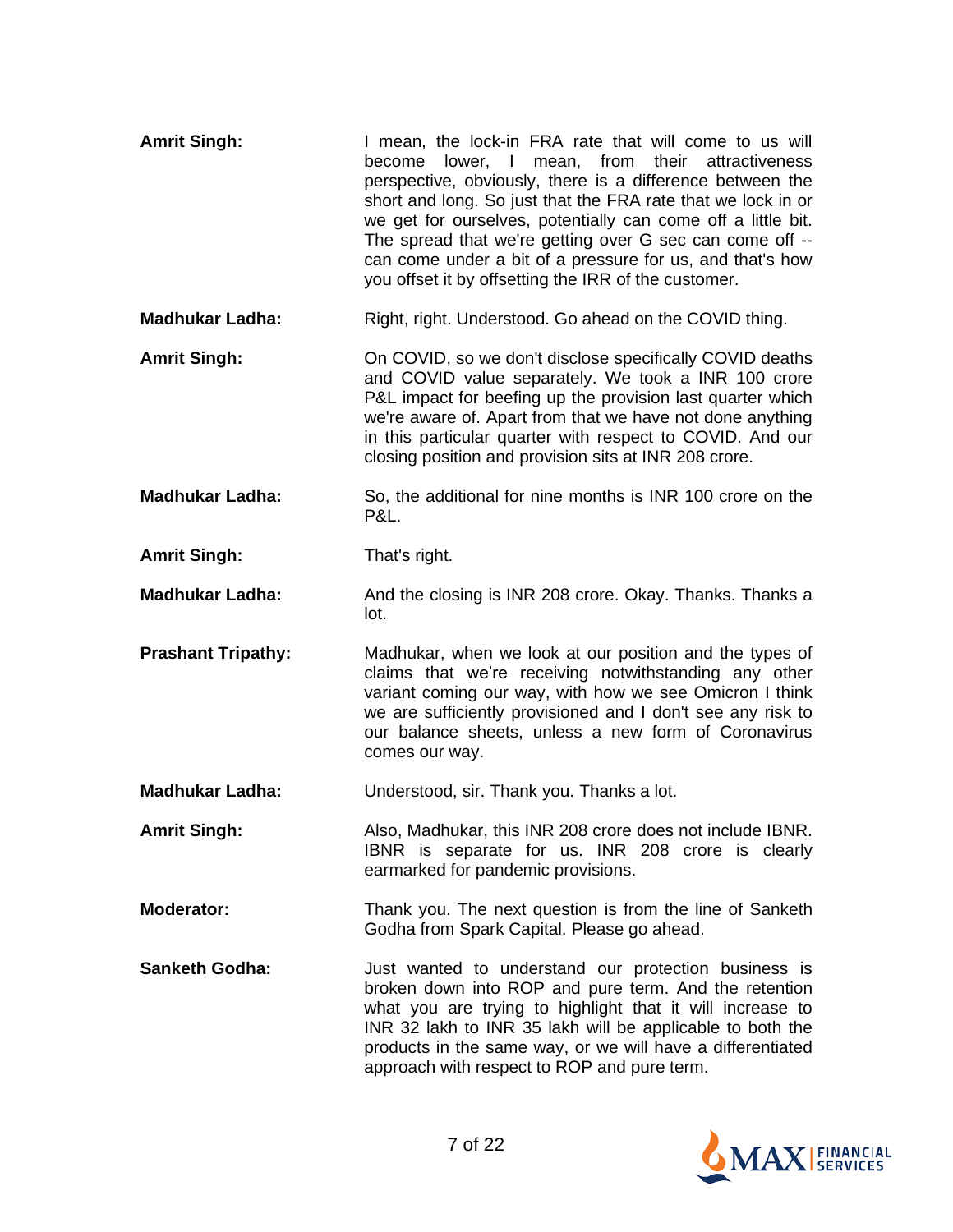**Amrit Singh:** I mean, the lock-in FRA rate that will come to us will become lower, I mean, from their attractiveness perspective, obviously, there is a difference between the short and long. So just that the FRA rate that we lock in or we get for ourselves, potentially can come off a little bit. The spread that we're getting over G sec can come off -- can come under a bit of a pressure for us, and that's how you offset it by offsetting the IRR of the customer.

**Madhukar Ladha:** Right, right. Understood. Go ahead on the COVID thing.

**Amrit Singh:** On COVID, so we don't disclose specifically COVID deaths and COVID value separately. We took a INR 100 crore P&L impact for beefing up the provision last quarter which we're aware of. Apart from that we have not done anything in this particular quarter with respect to COVID. And our closing position and provision sits at INR 208 crore.

**Madhukar Ladha:** So, the additional for nine months is INR 100 crore on the P&L.

**Amrit Singh:** That's right.

**Madhukar Ladha:** And the closing is INR 208 crore. Okay. Thanks. Thanks a lot.

**Prashant Tripathy:** Madhukar, when we look at our position and the types of claims that we're receiving notwithstanding any other variant coming our way, with how we see Omicron I think we are sufficiently provisioned and I don't see any risk to our balance sheets, unless a new form of Coronavirus comes our way.

**Madhukar Ladha:** Understood, sir. Thank you. Thanks a lot.

**Amrit Singh:** Also, Madhukar, this INR 208 crore does not include IBNR. IBNR is separate for us. INR 208 crore is clearly earmarked for pandemic provisions.

**Moderator:** Thank you. The next question is from the line of Sanketh Godha from Spark Capital. Please go ahead.

**Sanketh Godha:** Just wanted to understand our protection business is broken down into ROP and pure term. And the retention what you are trying to highlight that it will increase to INR 32 lakh to INR 35 lakh will be applicable to both the products in the same way, or we will have a differentiated approach with respect to ROP and pure term.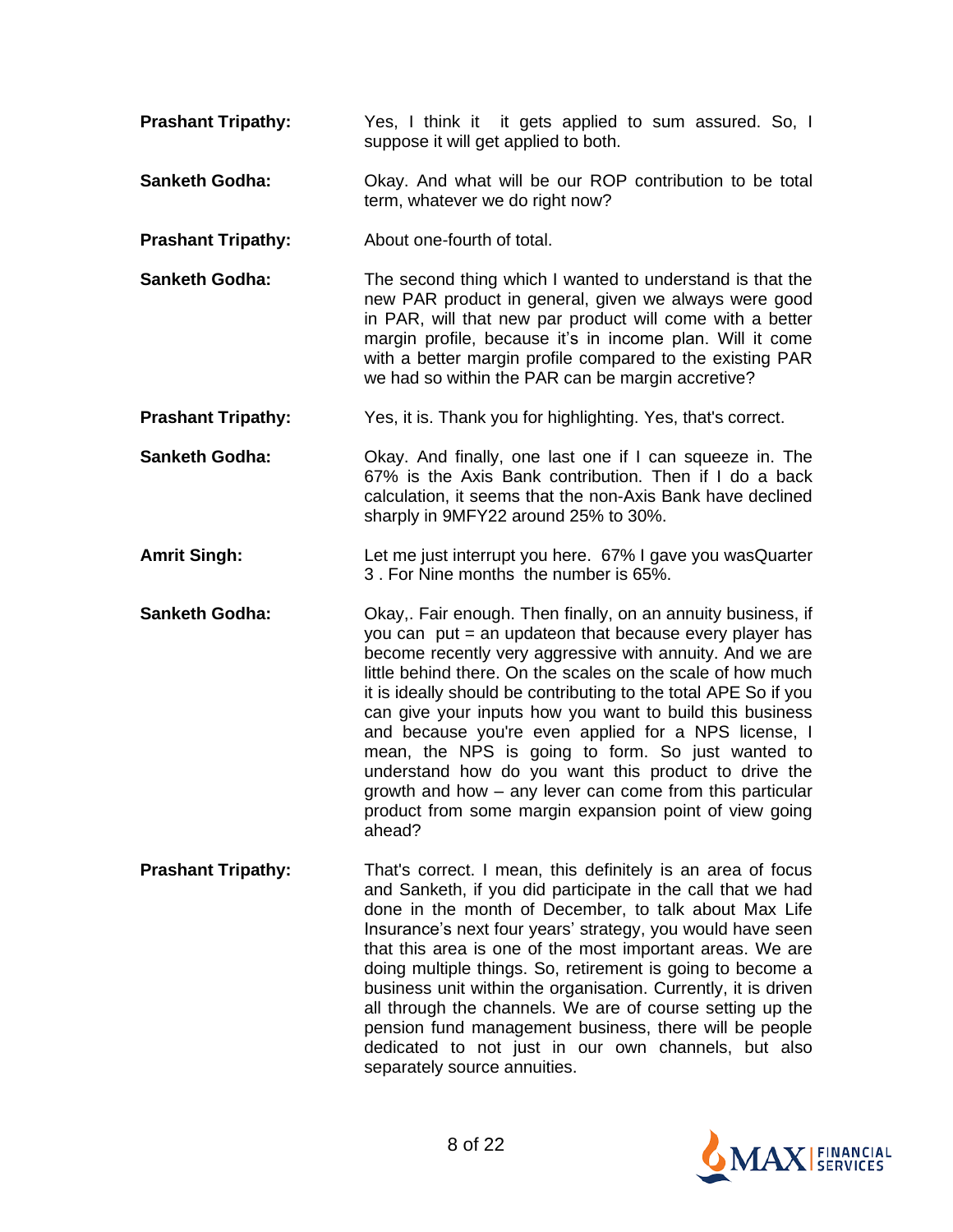**Prashant Tripathy:** Yes, I think it it gets applied to sum assured. So, I suppose it will get applied to both.

**Sanketh Godha:** Okay. And what will be our ROP contribution to be total term, whatever we do right now?

**Prashant Tripathy:** About one-fourth of total.

**Sanketh Godha:** The second thing which I wanted to understand is that the new PAR product in general, given we always were good in PAR, will that new par product will come with a better margin profile, because it's in income plan. Will it come with a better margin profile compared to the existing PAR we had so within the PAR can be margin accretive?

**Prashant Tripathy:** Yes, it is. Thank you for highlighting. Yes, that's correct.

**Sanketh Godha:** Okay. And finally, one last one if I can squeeze in. The 67% is the Axis Bank contribution. Then if I do a back calculation, it seems that the non-Axis Bank have declined sharply in 9MFY22 around 25% to 30%.

**Amrit Singh:** Let me just interrupt you here. 67% I gave you wasQuarter 3 . For Nine months the number is 65%.

**Sanketh Godha:** Okay,. Fair enough. Then finally, on an annuity business, if you can put = an updateon that because every player has become recently very aggressive with annuity. And we are little behind there. On the scales on the scale of how much it is ideally should be contributing to the total APE So if you can give your inputs how you want to build this business and because you're even applied for a NPS license, I mean, the NPS is going to form. So just wanted to understand how do you want this product to drive the growth and how – any lever can come from this particular product from some margin expansion point of view going ahead?

**Prashant Tripathy:** That's correct. I mean, this definitely is an area of focus and Sanketh, if you did participate in the call that we had done in the month of December, to talk about Max Life Insurance's next four years' strategy, you would have seen that this area is one of the most important areas. We are doing multiple things. So, retirement is going to become a business unit within the organisation. Currently, it is driven all through the channels. We are of course setting up the pension fund management business, there will be people dedicated to not just in our own channels, but also separately source annuities.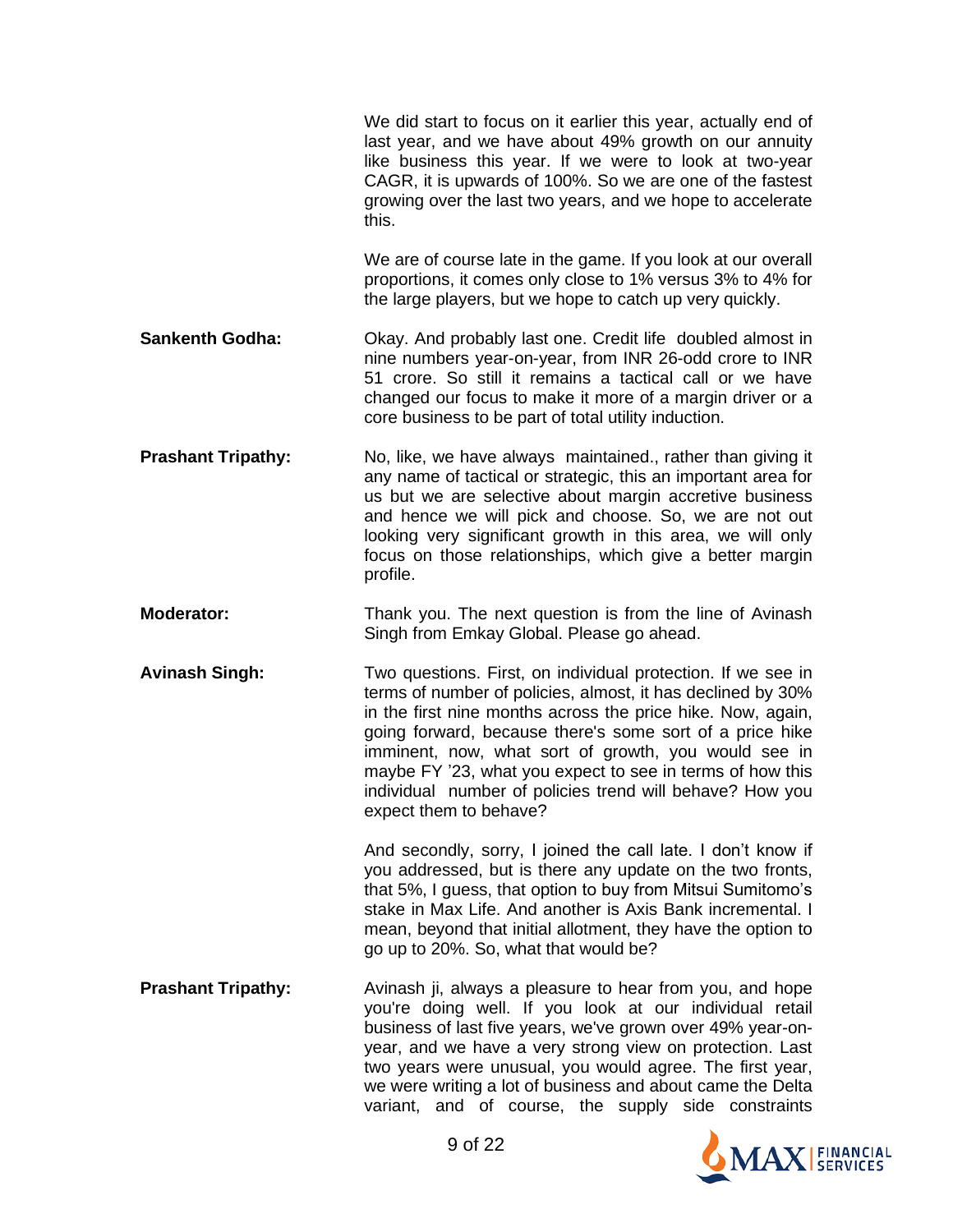We did start to focus on it earlier this year, actually end of last year, and we have about 49% growth on our annuity like business this year. If we were to look at two-year CAGR, it is upwards of 100%. So we are one of the fastest growing over the last two years, and we hope to accelerate this.

We are of course late in the game. If you look at our overall proportions, it comes only close to 1% versus 3% to 4% for the large players, but we hope to catch up very quickly.

**Sankenth Godha:** Okay. And probably last one. Credit life doubled almost in nine numbers year-on-year, from INR 26-odd crore to INR 51 crore. So still it remains a tactical call or we have changed our focus to make it more of a margin driver or a core business to be part of total utility induction.

**Prashant Tripathy:** No, like, we have always maintained., rather than giving it any name of tactical or strategic, this an important area for us but we are selective about margin accretive business and hence we will pick and choose. So, we are not out looking very significant growth in this area, we will only focus on those relationships, which give a better margin profile.

**Moderator:** Thank you. The next question is from the line of Avinash Singh from Emkay Global. Please go ahead.

**Avinash Singh:** Two questions. First, on individual protection. If we see in terms of number of policies, almost, it has declined by 30% in the first nine months across the price hike. Now, again, going forward, because there's some sort of a price hike imminent, now, what sort of growth, you would see in maybe FY '23, what you expect to see in terms of how this individual number of policies trend will behave? How you expect them to behave?

And secondly, sorry, I joined the call late. I don't know if you addressed, but is there any update on the two fronts, that 5%, I guess, that option to buy from Mitsui Sumitomo's stake in Max Life. And another is Axis Bank incremental. I mean, beyond that initial allotment, they have the option to go up to 20%. So, what that would be?

**Prashant Tripathy:** Avinash ji, always a pleasure to hear from you, and hope you're doing well. If you look at our individual retail business of last five years, we've grown over 49% year-on-year, and we have a very strong view on protection. Last two years were unusual, you would agree. The first year, we were writing a lot of business and about came the Delta variant, and of course, the supply side constraints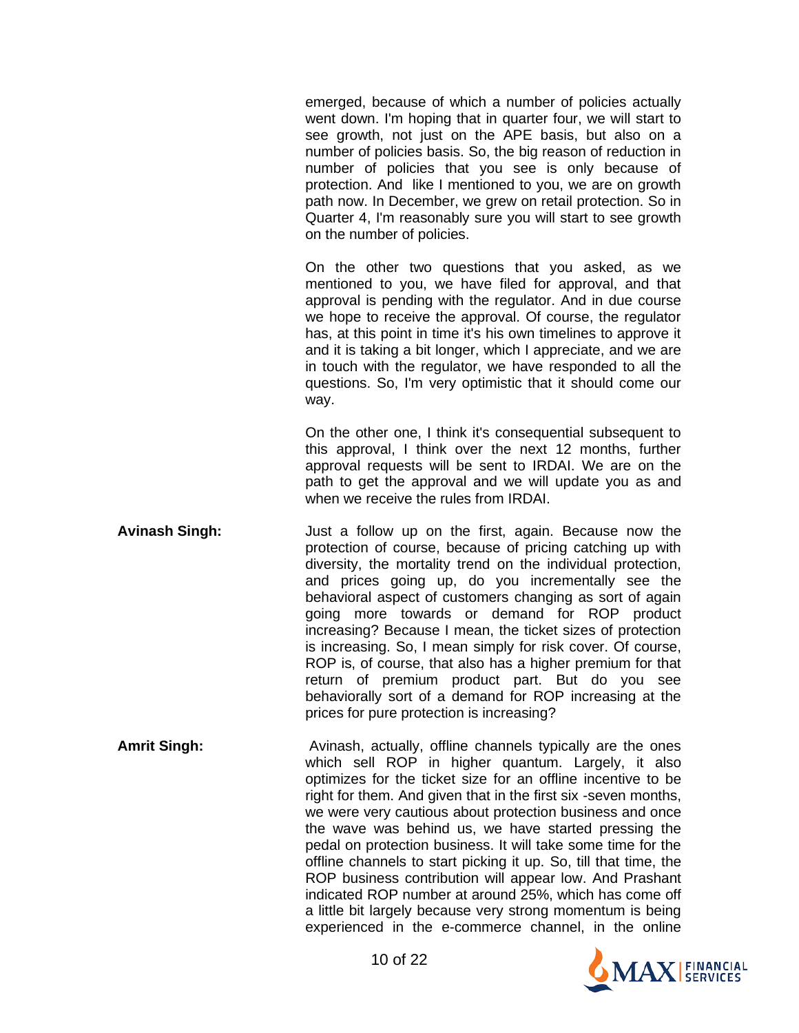emerged, because of which a number of policies actually went down. I'm hoping that in quarter four, we will start to see growth, not just on the APE basis, but also on a number of policies basis. So, the big reason of reduction in number of policies that you see is only because of protection. And like I mentioned to you, we are on growth path now. In December, we grew on retail protection. So in Quarter 4, I'm reasonably sure you will start to see growth on the number of policies.

On the other two questions that you asked, as we mentioned to you, we have filed for approval, and that approval is pending with the regulator. And in due course we hope to receive the approval. Of course, the regulator has, at this point in time it's his own timelines to approve it and it is taking a bit longer, which I appreciate, and we are in touch with the regulator, we have responded to all the questions. So, I'm very optimistic that it should come our way.

On the other one, I think it's consequential subsequent to this approval, I think over the next 12 months, further approval requests will be sent to IRDAI. We are on the path to get the approval and we will update you as and when we receive the rules from IRDAI.

**Avinash Singh:** Just a follow up on the first, again. Because now the protection of course, because of pricing catching up with diversity, the mortality trend on the individual protection, and prices going up, do you incrementally see the behavioral aspect of customers changing as sort of again going more towards or demand for ROP product increasing? Because I mean, the ticket sizes of protection is increasing. So, I mean simply for risk cover. Of course, ROP is, of course, that also has a higher premium for that return of premium product part. But do you see behaviorally sort of a demand for ROP increasing at the prices for pure protection is increasing?

**Amrit Singh:** Avinash, actually, offline channels typically are the ones which sell ROP in higher quantum. Largely, it also optimizes for the ticket size for an offline incentive to be right for them. And given that in the first six -seven months, we were very cautious about protection business and once the wave was behind us, we have started pressing the pedal on protection business. It will take some time for the offline channels to start picking it up. So, till that time, the ROP business contribution will appear low. And Prashant indicated ROP number at around 25%, which has come off a little bit largely because very strong momentum is being experienced in the e-commerce channel, in the online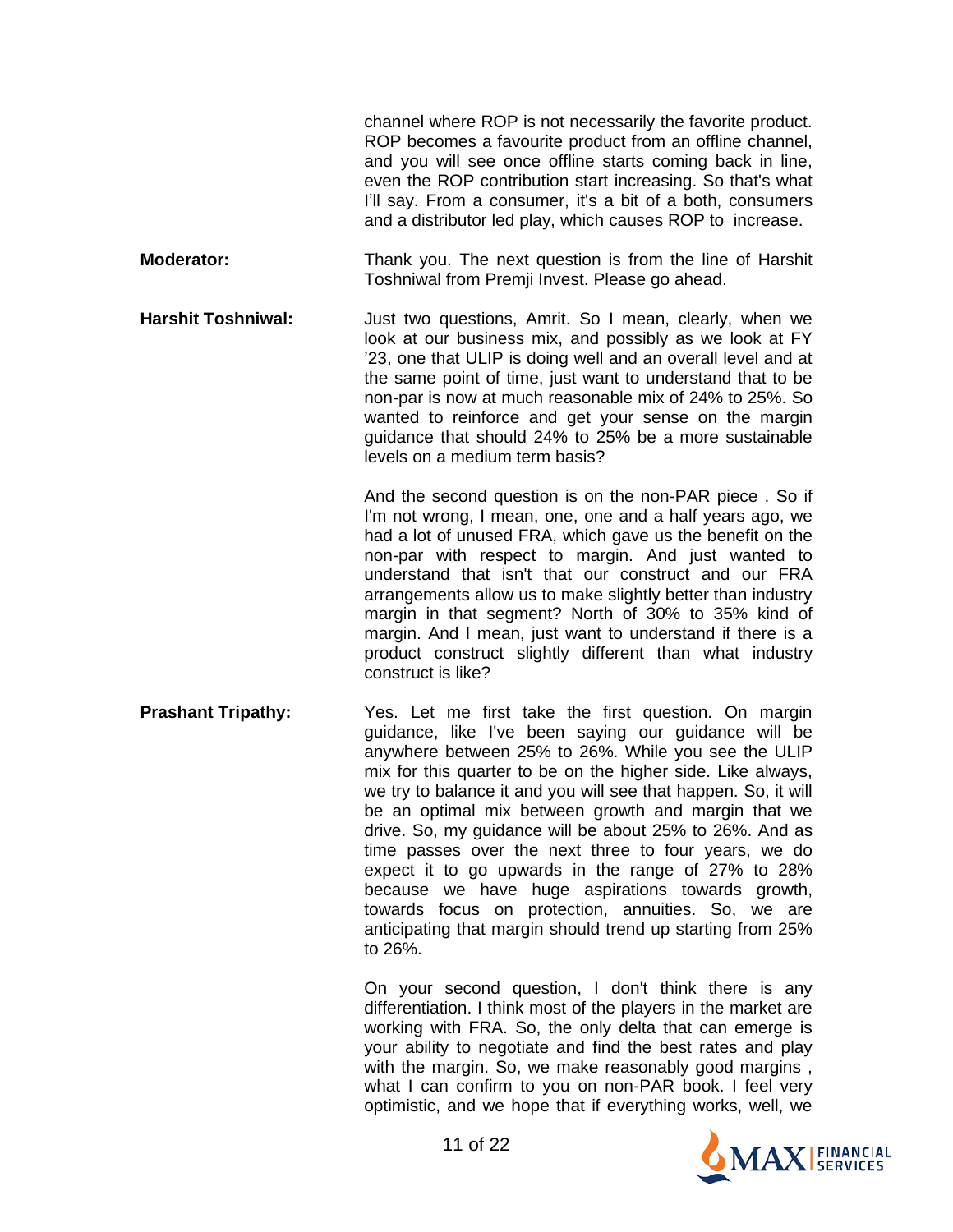channel where ROP is not necessarily the favorite product. ROP becomes a favourite product from an offline channel, and you will see once offline starts coming back in line, even the ROP contribution start increasing. So that's what I'll say. From a consumer, it's a bit of a both, consumers and a distributor led play, which causes ROP to increase.

**Moderator:** Thank you. The next question is from the line of Harshit Toshniwal from Premji Invest. Please go ahead.

**Harshit Toshniwal:** Just two questions, Amrit. So I mean, clearly, when we look at our business mix, and possibly as we look at FY '23, one that ULIP is doing well and an overall level and at the same point of time, just want to understand that to be non-par is now at much reasonable mix of 24% to 25%. So wanted to reinforce and get your sense on the margin guidance that should 24% to 25% be a more sustainable levels on a medium term basis?

And the second question is on the non-PAR piece . So if I'm not wrong, I mean, one, one and a half years ago, we had a lot of unused FRA, which gave us the benefit on the non-par with respect to margin. And just wanted to understand that isn't that our construct and our FRA arrangements allow us to make slightly better than industry margin in that segment? North of 30% to 35% kind of margin. And I mean, just want to understand if there is a product construct slightly different than what industry construct is like?

**Prashant Tripathy:** Yes. Let me first take the first question. On margin guidance, like I've been saying our guidance will be anywhere between 25% to 26%. While you see the ULIP mix for this quarter to be on the higher side. Like always, we try to balance it and you will see that happen. So, it will be an optimal mix between growth and margin that we drive. So, my guidance will be about 25% to 26%. And as time passes over the next three to four years, we do expect it to go upwards in the range of 27% to 28% because we have huge aspirations towards growth, towards focus on protection, annuities. So, we are anticipating that margin should trend up starting from 25% to 26%.

On your second question, I don't think there is any differentiation. I think most of the players in the market are working with FRA. So, the only delta that can emerge is your ability to negotiate and find the best rates and play with the margin. So, we make reasonably good margins , what I can confirm to you on non-PAR book. I feel very optimistic, and we hope that if everything works, well, we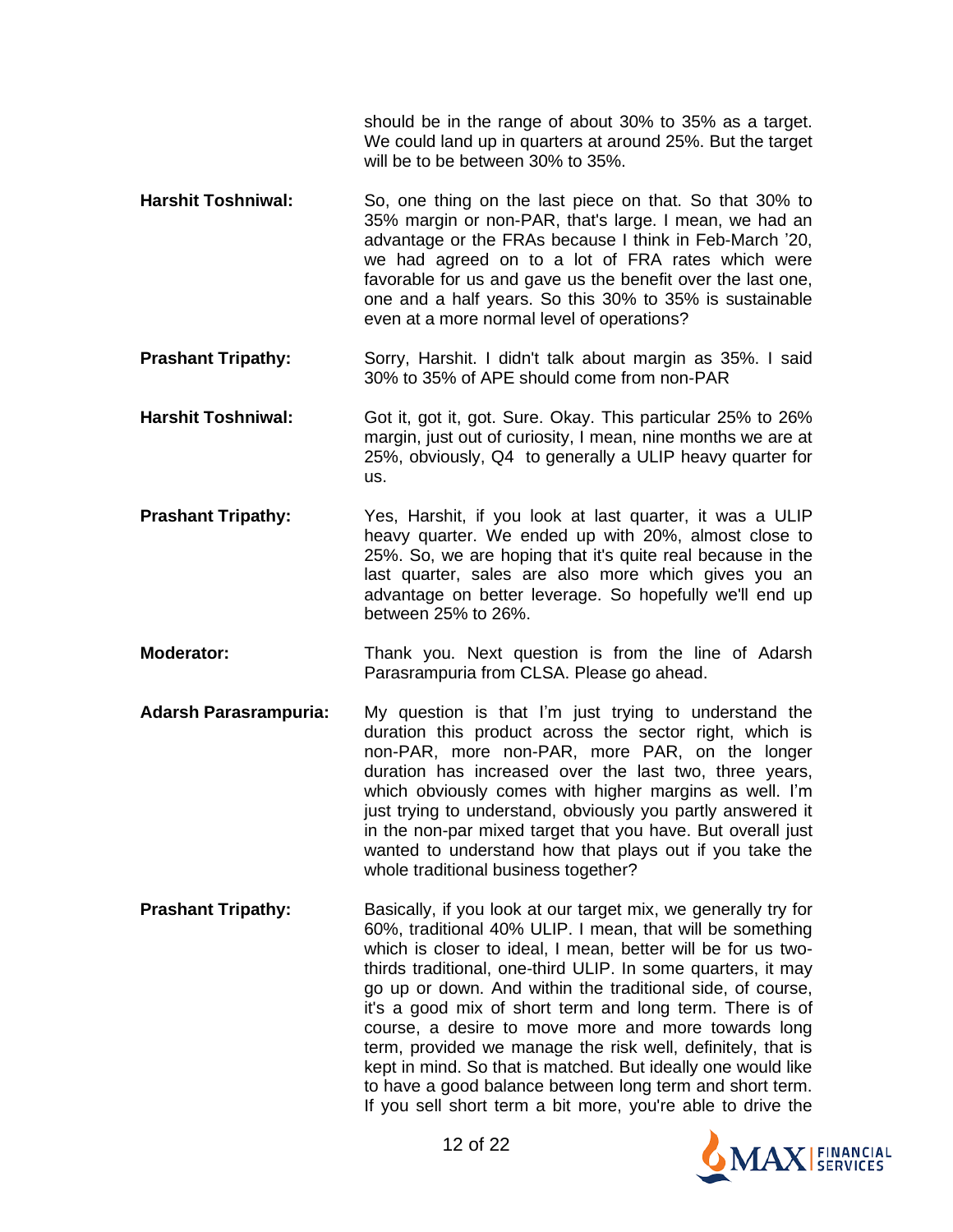should be in the range of about 30% to 35% as a target. We could land up in quarters at around 25%. But the target will be to be between 30% to 35%.

**Harshit Toshniwal:** So, one thing on the last piece on that. So that 30% to 35% margin or non-PAR, that's large. I mean, we had an advantage or the FRAs because I think in Feb-March '20, we had agreed on to a lot of FRA rates which were favorable for us and gave us the benefit over the last one, one and a half years. So this 30% to 35% is sustainable even at a more normal level of operations?

**Prashant Tripathy:** Sorry, Harshit. I didn't talk about margin as 35%. I said 30% to 35% of APE should come from non-PAR

**Harshit Toshniwal:** Got it, got it, got. Sure. Okay. This particular 25% to 26% margin, just out of curiosity, I mean, nine months we are at 25%, obviously, Q4 to generally a ULIP heavy quarter for us.

**Prashant Tripathy:** Yes, Harshit, if you look at last quarter, it was a ULIP heavy quarter. We ended up with 20%, almost close to 25%. So, we are hoping that it's quite real because in the last quarter, sales are also more which gives you an advantage on better leverage. So hopefully we'll end up between 25% to 26%.

**Moderator:** Thank you. Next question is from the line of Adarsh Parasrampuria from CLSA. Please go ahead.

**Adarsh Parasrampuria:** My question is that I'm just trying to understand the duration this product across the sector right, which is non-PAR, more non-PAR, more PAR, on the longer duration has increased over the last two, three years, which obviously comes with higher margins as well. I'm just trying to understand, obviously you partly answered it in the non-par mixed target that you have. But overall just wanted to understand how that plays out if you take the whole traditional business together?

**Prashant Tripathy:** Basically, if you look at our target mix, we generally try for 60%, traditional 40% ULIP. I mean, that will be something which is closer to ideal, I mean, better will be for us two-thirds traditional, one-third ULIP. In some quarters, it may go up or down. And within the traditional side, of course, it's a good mix of short term and long term. There is of course, a desire to move more and more towards long term, provided we manage the risk well, definitely, that is kept in mind. So that is matched. But ideally one would like to have a good balance between long term and short term. If you sell short term a bit more, you're able to drive the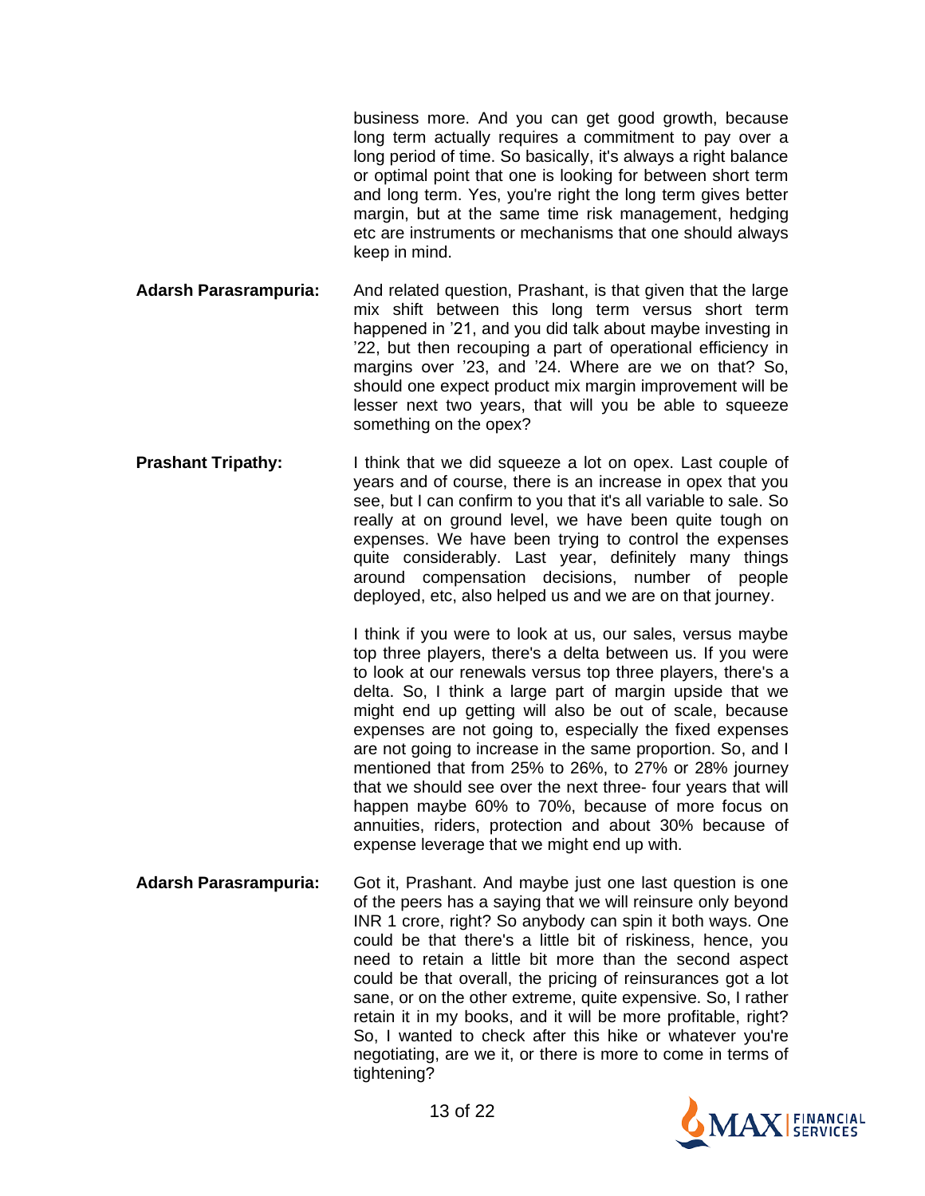business more. And you can get good growth, because long term actually requires a commitment to pay over a long period of time. So basically, it's always a right balance or optimal point that one is looking for between short term and long term. Yes, you're right the long term gives better margin, but at the same time risk management, hedging etc are instruments or mechanisms that one should always keep in mind.

**Adarsh Parasrampuria:** And related question, Prashant, is that given that the large mix shift between this long term versus short term happened in '21, and you did talk about maybe investing in '22, but then recouping a part of operational efficiency in margins over '23, and '24. Where are we on that? So, should one expect product mix margin improvement will be lesser next two years, that will you be able to squeeze something on the opex?

**Prashant Tripathy:** I think that we did squeeze a lot on opex. Last couple of years and of course, there is an increase in opex that you see, but I can confirm to you that it's all variable to sale. So really at on ground level, we have been quite tough on expenses. We have been trying to control the expenses quite considerably. Last year, definitely many things around compensation decisions, number of people deployed, etc, also helped us and we are on that journey.

I think if you were to look at us, our sales, versus maybe top three players, there's a delta between us. If you were to look at our renewals versus top three players, there's a delta. So, I think a large part of margin upside that we might end up getting will also be out of scale, because expenses are not going to, especially the fixed expenses are not going to increase in the same proportion. So, and I mentioned that from 25% to 26%, to 27% or 28% journey that we should see over the next three- four years that will happen maybe 60% to 70%, because of more focus on annuities, riders, protection and about 30% because of expense leverage that we might end up with.

**Adarsh Parasrampuria:** Got it, Prashant. And maybe just one last question is one of the peers has a saying that we will reinsure only beyond INR 1 crore, right? So anybody can spin it both ways. One could be that there's a little bit of riskiness, hence, you need to retain a little bit more than the second aspect could be that overall, the pricing of reinsurances got a lot sane, or on the other extreme, quite expensive. So, I rather retain it in my books, and it will be more profitable, right? So, I wanted to check after this hike or whatever you're negotiating, are we it, or there is more to come in terms of tightening?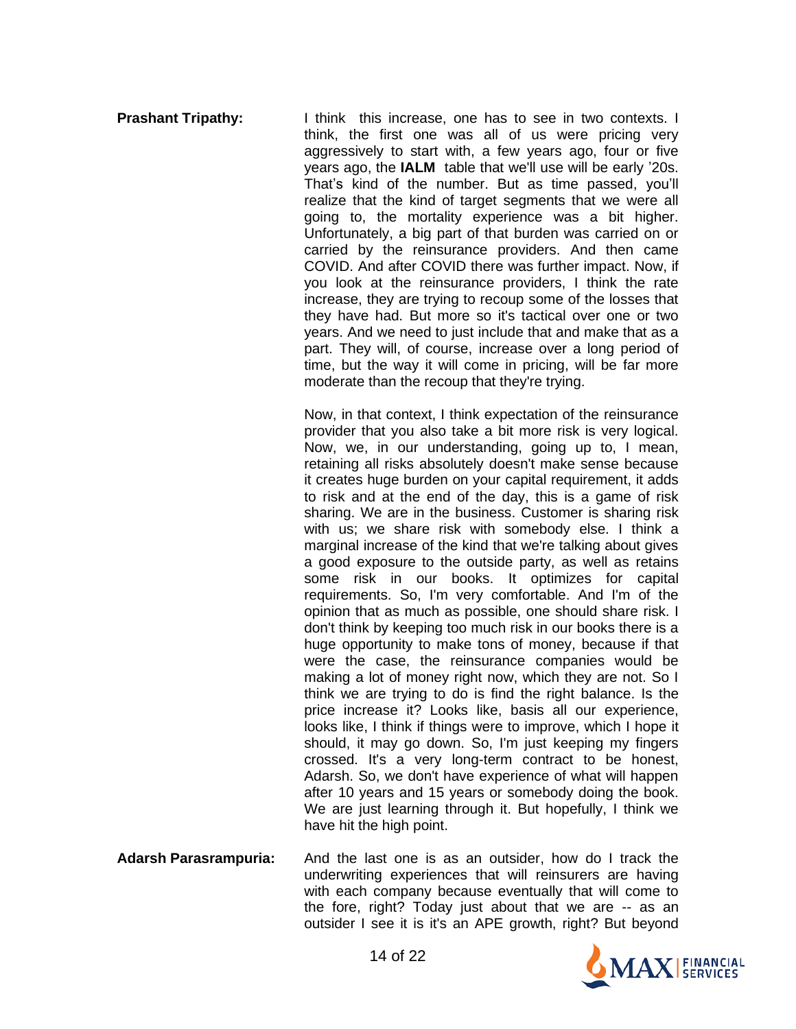**Prashant Tripathy:** I think this increase, one has to see in two contexts. I think, the first one was all of us were pricing very aggressively to start with, a few years ago, four or five years ago, the **IALM** table that we'll use will be early '20s. That's kind of the number. But as time passed, you'll realize that the kind of target segments that we were all going to, the mortality experience was a bit higher. Unfortunately, a big part of that burden was carried on or carried by the reinsurance providers. And then came COVID. And after COVID there was further impact. Now, if you look at the reinsurance providers, I think the rate increase, they are trying to recoup some of the losses that they have had. But more so it's tactical over one or two years. And we need to just include that and make that as a part. They will, of course, increase over a long period of time, but the way it will come in pricing, will be far more moderate than the recoup that they're trying.

Now, in that context, I think expectation of the reinsurance provider that you also take a bit more risk is very logical. Now, we, in our understanding, going up to, I mean, retaining all risks absolutely doesn't make sense because it creates huge burden on your capital requirement, it adds to risk and at the end of the day, this is a game of risk sharing. We are in the business. Customer is sharing risk with us; we share risk with somebody else. I think a marginal increase of the kind that we're talking about gives a good exposure to the outside party, as well as retains some risk in our books. It optimizes for capital requirements. So, I'm very comfortable. And I'm of the opinion that as much as possible, one should share risk. I don't think by keeping too much risk in our books there is a huge opportunity to make tons of money, because if that were the case, the reinsurance companies would be making a lot of money right now, which they are not. So I think we are trying to do is find the right balance. Is the price increase it? Looks like, basis all our experience, looks like, I think if things were to improve, which I hope it should, it may go down. So, I'm just keeping my fingers crossed. It's a very long-term contract to be honest, Adarsh. So, we don't have experience of what will happen after 10 years and 15 years or somebody doing the book. We are just learning through it. But hopefully, I think we have hit the high point.

**Adarsh Parasrampuria:** And the last one is as an outsider, how do I track the underwriting experiences that will reinsurers are having with each company because eventually that will come to the fore, right? Today just about that we are -- as an outsider I see it is it's an APE growth, right? But beyond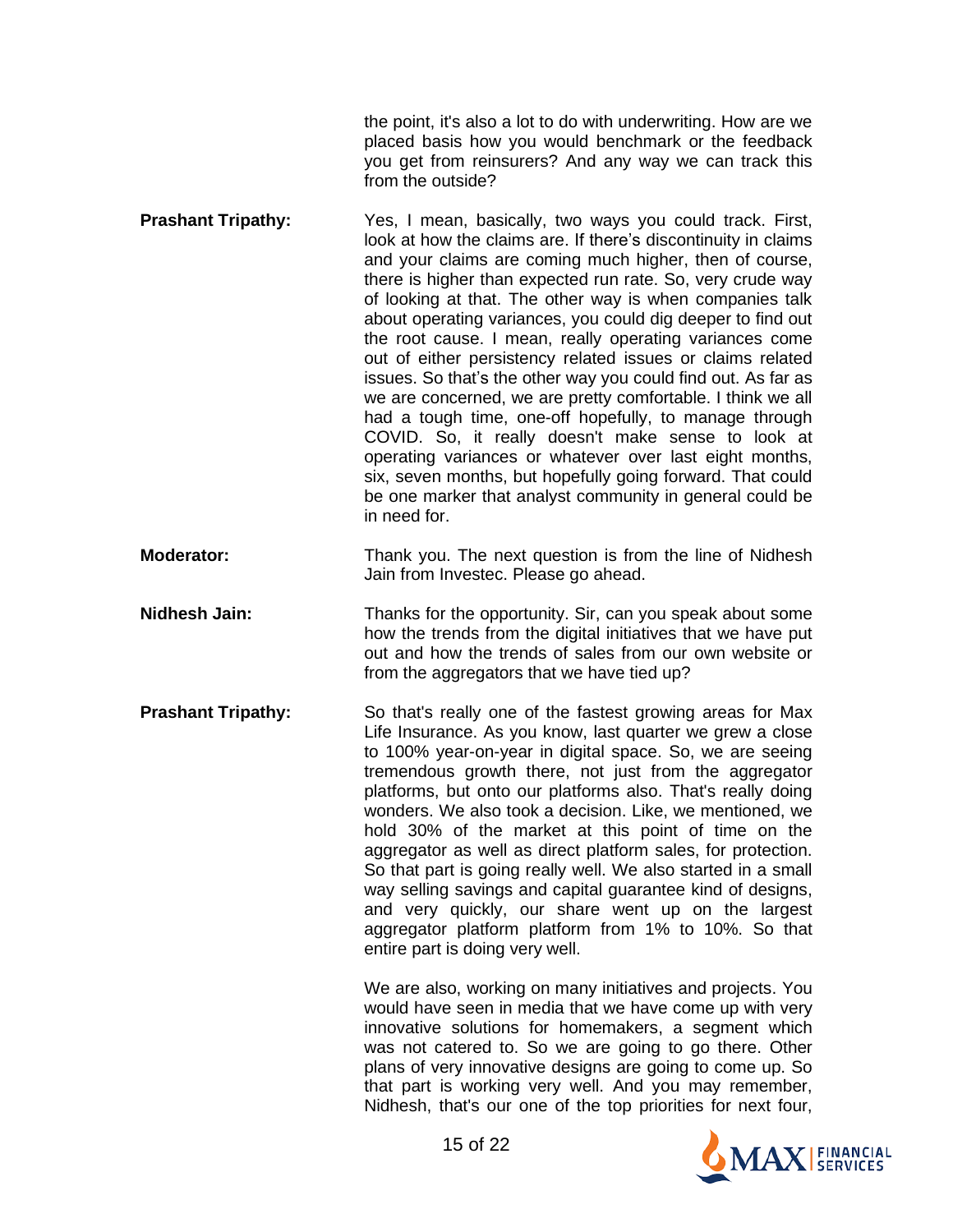the point, it's also a lot to do with underwriting. How are we placed basis how you would benchmark or the feedback you get from reinsurers? And any way we can track this from the outside?

**Prashant Tripathy:** Yes, I mean, basically, two ways you could track. First, look at how the claims are. If there's discontinuity in claims and your claims are coming much higher, then of course, there is higher than expected run rate. So, very crude way of looking at that. The other way is when companies talk about operating variances, you could dig deeper to find out the root cause. I mean, really operating variances come out of either persistency related issues or claims related issues. So that's the other way you could find out. As far as we are concerned, we are pretty comfortable. I think we all had a tough time, one-off hopefully, to manage through COVID. So, it really doesn't make sense to look at operating variances or whatever over last eight months, six, seven months, but hopefully going forward. That could be one marker that analyst community in general could be in need for.

**Moderator:** Thank you. The next question is from the line of Nidhesh Jain from Investec. Please go ahead.

**Nidhesh Jain:** Thanks for the opportunity. Sir, can you speak about some how the trends from the digital initiatives that we have put out and how the trends of sales from our own website or from the aggregators that we have tied up?

**Prashant Tripathy:** So that's really one of the fastest growing areas for Max Life Insurance. As you know, last quarter we grew a close to 100% year-on-year in digital space. So, we are seeing tremendous growth there, not just from the aggregator platforms, but onto our platforms also. That's really doing wonders. We also took a decision. Like, we mentioned, we hold 30% of the market at this point of time on the aggregator as well as direct platform sales, for protection. So that part is going really well. We also started in a small way selling savings and capital guarantee kind of designs, and very quickly, our share went up on the largest aggregator platform platform from 1% to 10%. So that entire part is doing very well.

We are also, working on many initiatives and projects. You would have seen in media that we have come up with very innovative solutions for homemakers, a segment which was not catered to. So we are going to go there. Other plans of very innovative designs are going to come up. So that part is working very well. And you may remember, Nidhesh, that's our one of the top priorities for next four,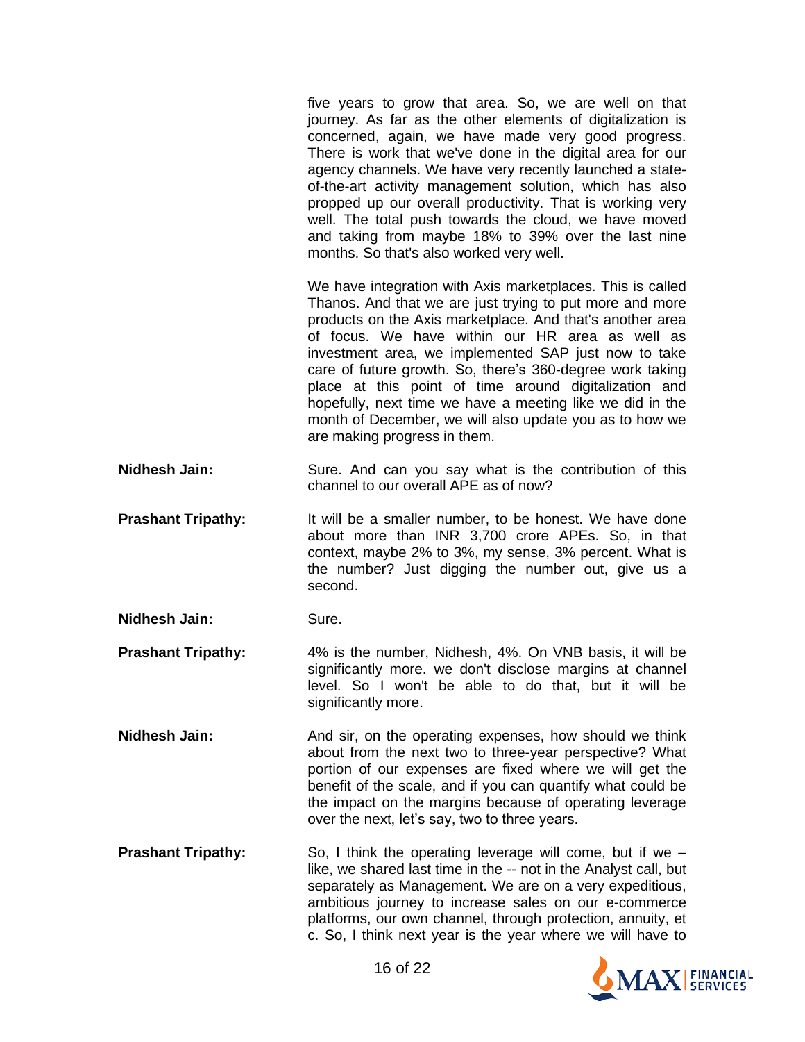five years to grow that area. So, we are well on that journey. As far as the other elements of digitalization is concerned, again, we have made very good progress. There is work that we've done in the digital area for our agency channels. We have very recently launched a state-of-the-art activity management solution, which has also propped up our overall productivity. That is working very well. The total push towards the cloud, we have moved and taking from maybe 18% to 39% over the last nine months. So that's also worked very well.

We have integration with Axis marketplaces. This is called Thanos. And that we are just trying to put more and more products on the Axis marketplace. And that's another area of focus. We have within our HR area as well as investment area, we implemented SAP just now to take care of future growth. So, there's 360-degree work taking place at this point of time around digitalization and hopefully, next time we have a meeting like we did in the month of December, we will also update you as to how we are making progress in them.

**Nidhesh Jain:** Sure. And can you say what is the contribution of this channel to our overall APE as of now?

**Prashant Tripathy:** It will be a smaller number, to be honest. We have done about more than INR 3,700 crore APEs. So, in that context, maybe 2% to 3%, my sense, 3% percent. What is the number? Just digging the number out, give us a second.

**Nidhesh Jain:** Sure.

**Prashant Tripathy:** 4% is the number, Nidhesh, 4%. On VNB basis, it will be significantly more. we don't disclose margins at channel level. So I won't be able to do that, but it will be significantly more.

**Nidhesh Jain:** And sir, on the operating expenses, how should we think about from the next two to three-year perspective? What portion of our expenses are fixed where we will get the benefit of the scale, and if you can quantify what could be the impact on the margins because of operating leverage over the next, let's say, two to three years.

**Prashant Tripathy:** So, I think the operating leverage will come, but if we – like, we shared last time in the -- not in the Analyst call, but separately as Management. We are on a very expeditious, ambitious journey to increase sales on our e-commerce platforms, our own channel, through protection, annuity, et c. So, I think next year is the year where we will have to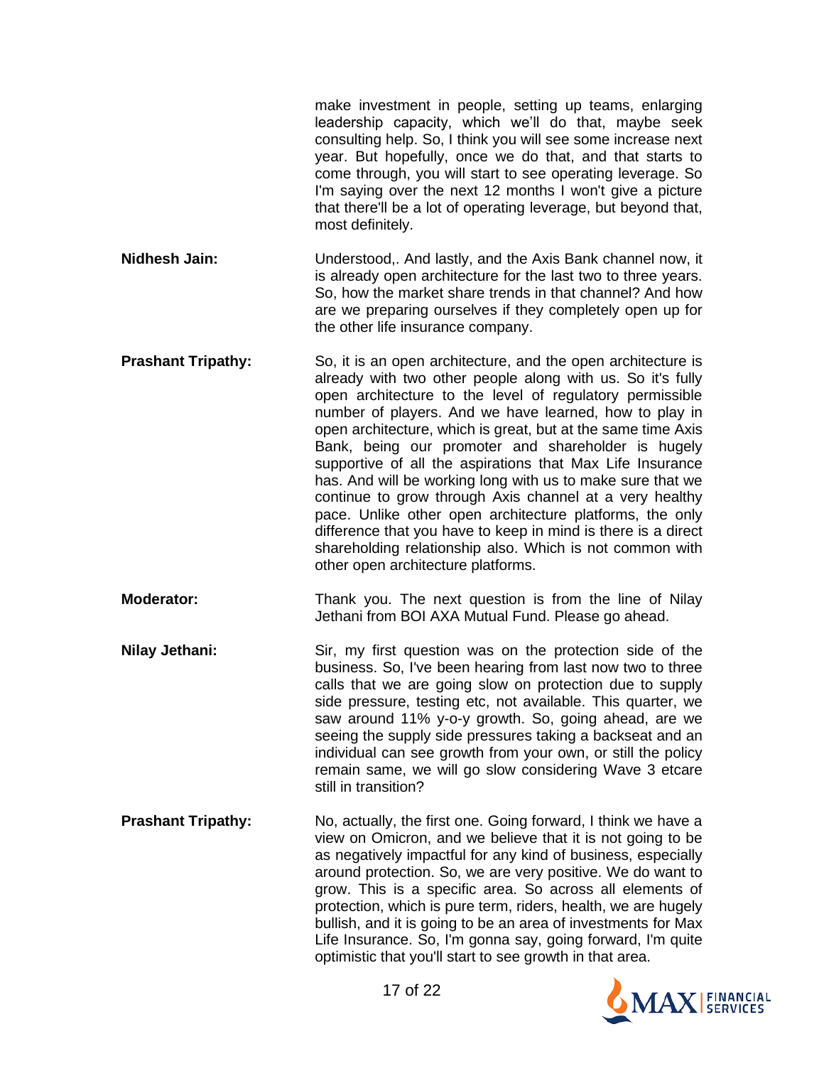make investment in people, setting up teams, enlarging leadership capacity, which we'll do that, maybe seek consulting help. So, I think you will see some increase next year. But hopefully, once we do that, and that starts to come through, you will start to see operating leverage. So I'm saying over the next 12 months I won't give a picture that there'll be a lot of operating leverage, but beyond that, most definitely.

**Nidhesh Jain:** Understood,. And lastly, and the Axis Bank channel now, it is already open architecture for the last two to three years. So, how the market share trends in that channel? And how are we preparing ourselves if they completely open up for the other life insurance company.

**Prashant Tripathy:** So, it is an open architecture, and the open architecture is already with two other people along with us. So it's fully open architecture to the level of regulatory permissible number of players. And we have learned, how to play in open architecture, which is great, but at the same time Axis Bank, being our promoter and shareholder is hugely supportive of all the aspirations that Max Life Insurance has. And will be working long with us to make sure that we continue to grow through Axis channel at a very healthy pace. Unlike other open architecture platforms, the only difference that you have to keep in mind is there is a direct shareholding relationship also. Which is not common with other open architecture platforms.

**Moderator:** Thank you. The next question is from the line of Nilay Jethani from BOI AXA Mutual Fund. Please go ahead.

**Nilay Jethani:** Sir, my first question was on the protection side of the business. So, I've been hearing from last now two to three calls that we are going slow on protection due to supply side pressure, testing etc, not available. This quarter, we saw around 11% y-o-y growth. So, going ahead, are we seeing the supply side pressures taking a backseat and an individual can see growth from your own, or still the policy remain same, we will go slow considering Wave 3 etcare still in transition?

**Prashant Tripathy:** No, actually, the first one. Going forward, I think we have a view on Omicron, and we believe that it is not going to be as negatively impactful for any kind of business, especially around protection. So, we are very positive. We do want to grow. This is a specific area. So across all elements of protection, which is pure term, riders, health, we are hugely bullish, and it is going to be an area of investments for Max Life Insurance. So, I'm gonna say, going forward, I'm quite optimistic that you'll start to see growth in that area.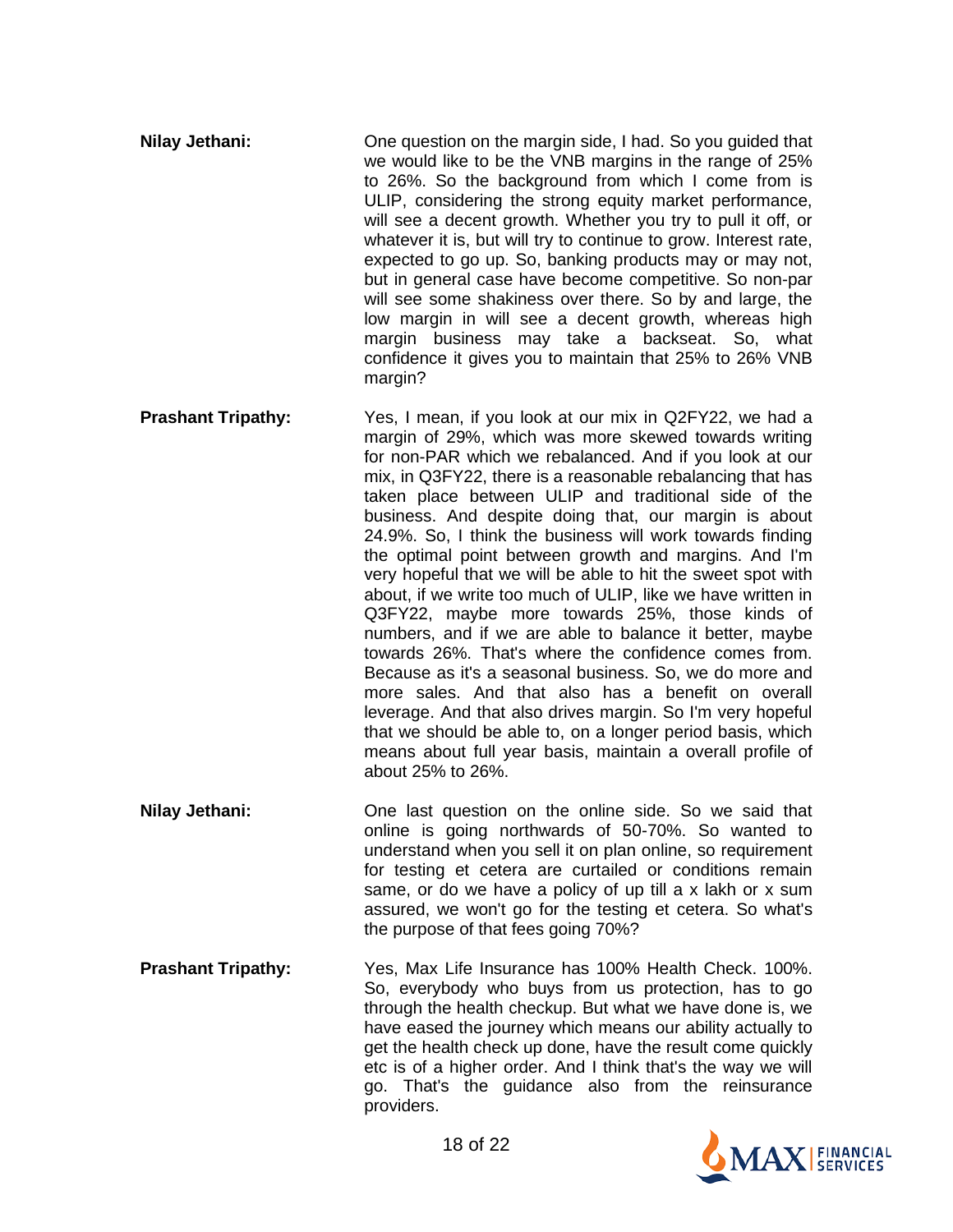**Nilay Jethani:** One question on the margin side, I had. So you guided that we would like to be the VNB margins in the range of 25% to 26%. So the background from which I come from is ULIP, considering the strong equity market performance, will see a decent growth. Whether you try to pull it off, or whatever it is, but will try to continue to grow. Interest rate, expected to go up. So, banking products may or may not, but in general case have become competitive. So non-par will see some shakiness over there. So by and large, the low margin in will see a decent growth, whereas high margin business may take a backseat. So, what confidence it gives you to maintain that 25% to 26% VNB margin?

**Prashant Tripathy:** Yes, I mean, if you look at our mix in Q2FY22, we had a margin of 29%, which was more skewed towards writing for non-PAR which we rebalanced. And if you look at our mix, in Q3FY22, there is a reasonable rebalancing that has taken place between ULIP and traditional side of the business. And despite doing that, our margin is about 24.9%. So, I think the business will work towards finding the optimal point between growth and margins. And I'm very hopeful that we will be able to hit the sweet spot with about, if we write too much of ULIP, like we have written in Q3FY22, maybe more towards 25%, those kinds of numbers, and if we are able to balance it better, maybe towards 26%. That's where the confidence comes from. Because as it's a seasonal business. So, we do more and more sales. And that also has a benefit on overall leverage. And that also drives margin. So I'm very hopeful that we should be able to, on a longer period basis, which means about full year basis, maintain a overall profile of about 25% to 26%.

**Nilay Jethani:** One last question on the online side. So we said that online is going northwards of 50-70%. So wanted to understand when you sell it on plan online, so requirement for testing et cetera are curtailed or conditions remain same, or do we have a policy of up till a x lakh or x sum assured, we won't go for the testing et cetera. So what's the purpose of that fees going 70%?

**Prashant Tripathy:** Yes, Max Life Insurance has 100% Health Check. 100%. So, everybody who buys from us protection, has to go through the health checkup. But what we have done is, we have eased the journey which means our ability actually to get the health check up done, have the result come quickly etc is of a higher order. And I think that's the way we will go. That's the guidance also from the reinsurance providers.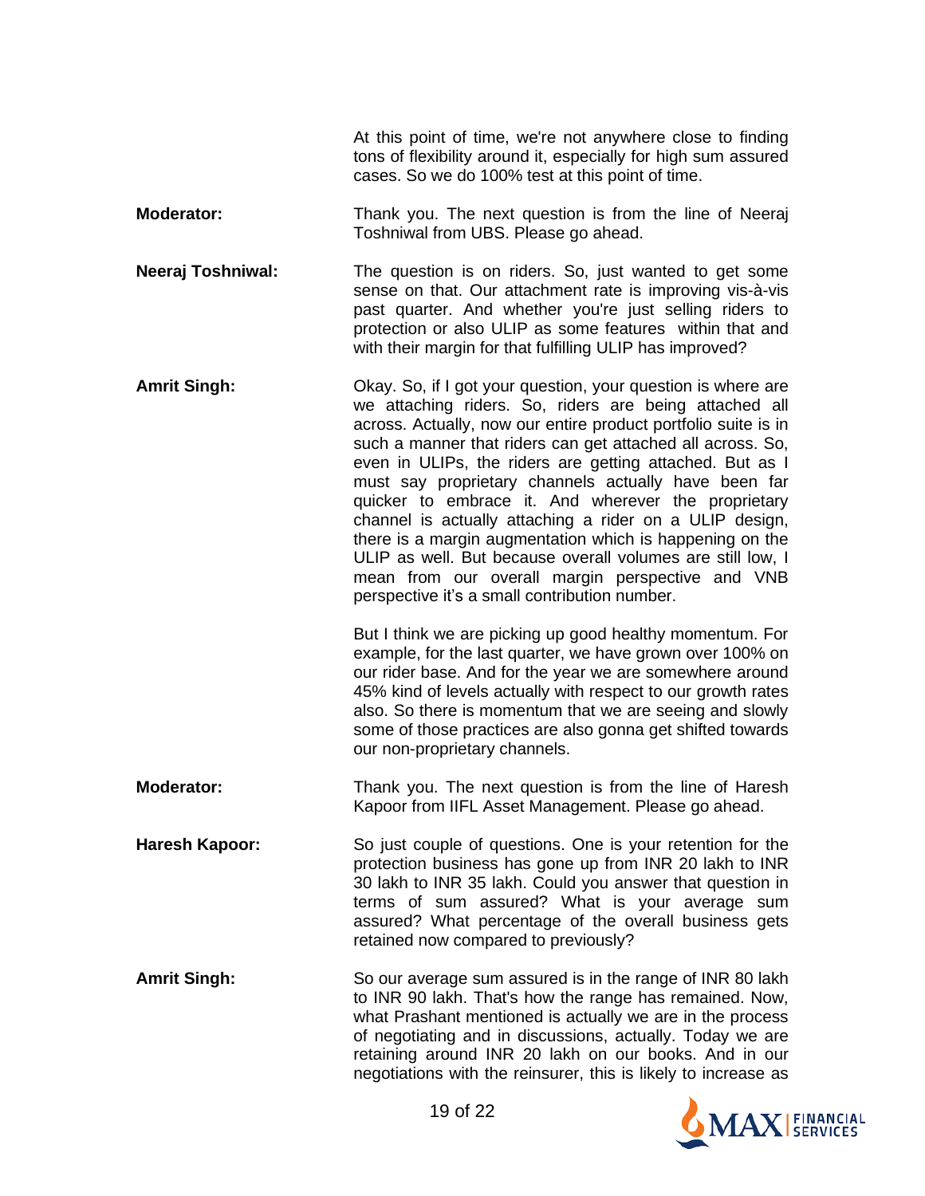At this point of time, we're not anywhere close to finding tons of flexibility around it, especially for high sum assured cases. So we do 100% test at this point of time.

**Moderator:** Thank you. The next question is from the line of Neeraj Toshniwal from UBS. Please go ahead.

**Neeraj Toshniwal:** The question is on riders. So, just wanted to get some sense on that. Our attachment rate is improving vis-à-vis past quarter. And whether you're just selling riders to protection or also ULIP as some features within that and with their margin for that fulfilling ULIP has improved?

**Amrit Singh:** Okay. So, if I got your question, your question is where are we attaching riders. So, riders are being attached all across. Actually, now our entire product portfolio suite is in such a manner that riders can get attached all across. So, even in ULIPs, the riders are getting attached. But as I must say proprietary channels actually have been far quicker to embrace it. And wherever the proprietary channel is actually attaching a rider on a ULIP design, there is a margin augmentation which is happening on the ULIP as well. But because overall volumes are still low, I mean from our overall margin perspective and VNB perspective it's a small contribution number.

But I think we are picking up good healthy momentum. For example, for the last quarter, we have grown over 100% on our rider base. And for the year we are somewhere around 45% kind of levels actually with respect to our growth rates also. So there is momentum that we are seeing and slowly some of those practices are also gonna get shifted towards our non-proprietary channels.

**Moderator:** Thank you. The next question is from the line of Haresh Kapoor from IIFL Asset Management. Please go ahead.

**Haresh Kapoor:** So just couple of questions. One is your retention for the protection business has gone up from INR 20 lakh to INR 30 lakh to INR 35 lakh. Could you answer that question in terms of sum assured? What is your average sum assured? What percentage of the overall business gets retained now compared to previously?

**Amrit Singh:** So our average sum assured is in the range of INR 80 lakh to INR 90 lakh. That's how the range has remained. Now, what Prashant mentioned is actually we are in the process of negotiating and in discussions, actually. Today we are retaining around INR 20 lakh on our books. And in our negotiations with the reinsurer, this is likely to increase as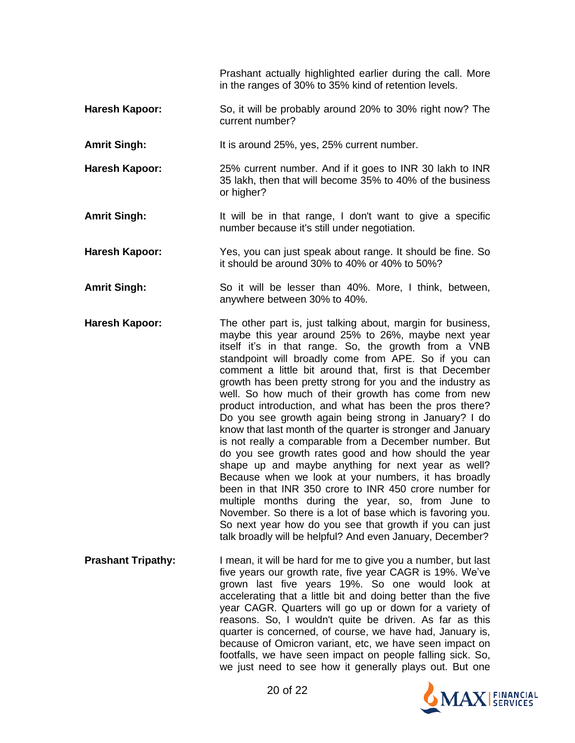Prashant actually highlighted earlier during the call. More in the ranges of 30% to 35% kind of retention levels.

**Haresh Kapoor:** So, it will be probably around 20% to 30% right now? The current number?

**Amrit Singh:** It is around 25%, yes, 25% current number.

**Haresh Kapoor:** 25% current number. And if it goes to INR 30 lakh to INR 35 lakh, then that will become 35% to 40% of the business or higher?

**Amrit Singh:** It will be in that range, I don't want to give a specific number because it's still under negotiation.

**Haresh Kapoor:** Yes, you can just speak about range. It should be fine. So it should be around 30% to 40% or 40% to 50%?

**Amrit Singh:** So it will be lesser than 40%. More, I think, between, anywhere between 30% to 40%.

**Haresh Kapoor:** The other part is, just talking about, margin for business, maybe this year around 25% to 26%, maybe next year itself it's in that range. So, the growth from a VNB standpoint will broadly come from APE. So if you can comment a little bit around that, first is that December growth has been pretty strong for you and the industry as well. So how much of their growth has come from new product introduction, and what has been the pros there? Do you see growth again being strong in January? I do know that last month of the quarter is stronger and January is not really a comparable from a December number. But do you see growth rates good and how should the year shape up and maybe anything for next year as well? Because when we look at your numbers, it has broadly been in that INR 350 crore to INR 450 crore number for multiple months during the year, so, from June to November. So there is a lot of base which is favoring you. So next year how do you see that growth if you can just talk broadly will be helpful? And even January, December?

**Prashant Tripathy:** I mean, it will be hard for me to give you a number, but last five years our growth rate, five year CAGR is 19%. We've grown last five years 19%. So one would look at accelerating that a little bit and doing better than the five year CAGR. Quarters will go up or down for a variety of reasons. So, I wouldn't quite be driven. As far as this quarter is concerned, of course, we have had, January is, because of Omicron variant, etc, we have seen impact on footfalls, we have seen impact on people falling sick. So, we just need to see how it generally plays out. But one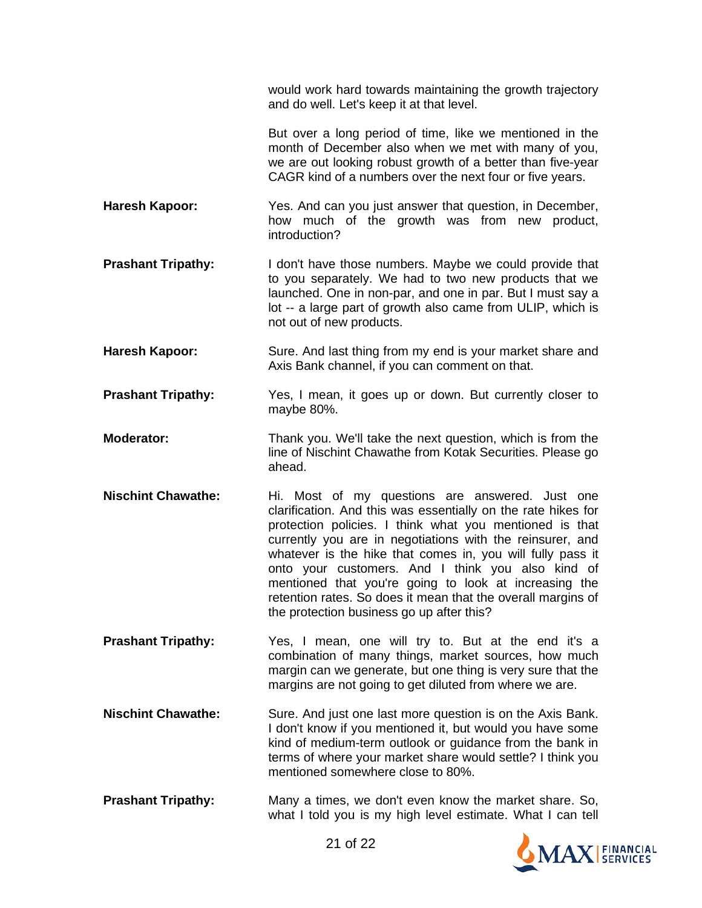would work hard towards maintaining the growth trajectory and do well. Let's keep it at that level.

But over a long period of time, like we mentioned in the month of December also when we met with many of you, we are out looking robust growth of a better than five-year CAGR kind of a numbers over the next four or five years.

**Haresh Kapoor:** Yes. And can you just answer that question, in December, how much of the growth was from new product, introduction?

**Prashant Tripathy:** I don't have those numbers. Maybe we could provide that to you separately. We had to two new products that we launched. One in non-par, and one in par. But I must say a lot -- a large part of growth also came from ULIP, which is not out of new products.

**Haresh Kapoor:** Sure. And last thing from my end is your market share and Axis Bank channel, if you can comment on that.

**Prashant Tripathy:** Yes, I mean, it goes up or down. But currently closer to maybe 80%.

**Moderator:** Thank you. We'll take the next question, which is from the line of Nischint Chawathe from Kotak Securities. Please go ahead.

**Nischint Chawathe:** Hi. Most of my questions are answered. Just one clarification. And this was essentially on the rate hikes for protection policies. I think what you mentioned is that currently you are in negotiations with the reinsurer, and whatever is the hike that comes in, you will fully pass it onto your customers. And I think you also kind of mentioned that you're going to look at increasing the retention rates. So does it mean that the overall margins of the protection business go up after this?

**Prashant Tripathy:** Yes, I mean, one will try to. But at the end it's a combination of many things, market sources, how much margin can we generate, but one thing is very sure that the margins are not going to get diluted from where we are.

**Nischint Chawathe:** Sure. And just one last more question is on the Axis Bank. I don't know if you mentioned it, but would you have some kind of medium-term outlook or guidance from the bank in terms of where your market share would settle? I think you mentioned somewhere close to 80%.

**Prashant Tripathy:** Many a times, we don't even know the market share. So, what I told you is my high level estimate. What I can tell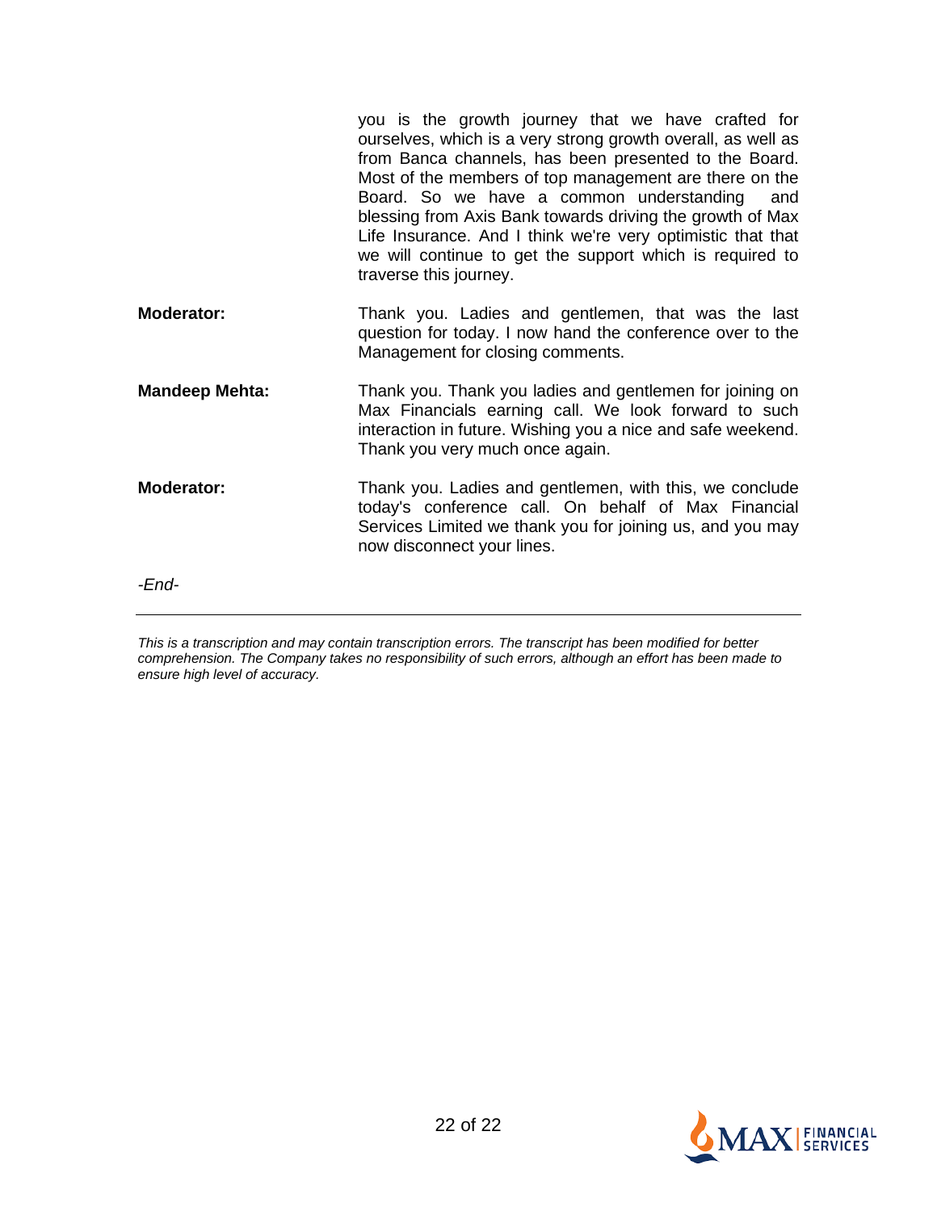you is the growth journey that we have crafted for ourselves, which is a very strong growth overall, as well as from Banca channels, has been presented to the Board. Most of the members of top management are there on the Board. So we have a common understanding and blessing from Axis Bank towards driving the growth of Max Life Insurance. And I think we're very optimistic that that we will continue to get the support which is required to traverse this journey.

**Moderator:** Thank you. Ladies and gentlemen, that was the last question for today. I now hand the conference over to the Management for closing comments.

**Mandeep Mehta:** Thank you. Thank you ladies and gentlemen for joining on Max Financials earning call. We look forward to such interaction in future. Wishing you a nice and safe weekend. Thank you very much once again.

**Moderator:** Thank you. Ladies and gentlemen, with this, we conclude today's conference call. On behalf of Max Financial Services Limited we thank you for joining us, and you may now disconnect your lines.

*-End-*

---

*This is a transcription and may contain transcription errors. The transcript has been modified for better comprehension. The Company takes no responsibility of such errors, although an effort has been made to ensure high level of accuracy.*